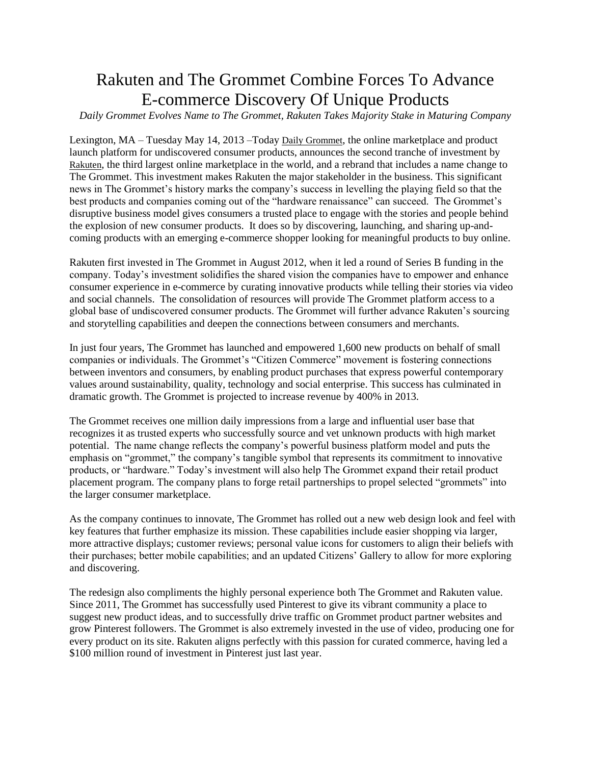# Rakuten and The Grommet Combine Forces To Advance E-commerce Discovery Of Unique Products

*Daily Grommet Evolves Name to The Grommet, Rakuten Takes Majority Stake in Maturing Company*

Lexington, MA – Tuesday May 14, 2013 –Today Daily Grommet, the online marketplace and product launch platform for undiscovered consumer products, announces the second tranche of investment by Rakuten, the third largest online marketplace in the world, and a rebrand that includes a name change to The Grommet. This investment makes Rakuten the major stakeholder in the business. This significant news in The Grommet's history marks the company's success in levelling the playing field so that the best products and companies coming out of the "hardware renaissance" can succeed. The Grommet's disruptive business model gives consumers a trusted place to engage with the stories and people behind the explosion of new consumer products. It does so by discovering, launching, and sharing up-and-coming products with an emerging e-commerce shopper looking for meaningful products to buy online.

Rakuten first invested in The Grommet in August 2012, when it led a round of Series B funding in the company. Today's investment solidifies the shared vision the companies have to empower and enhance consumer experience in e-commerce by curating innovative products while telling their stories via video and social channels. The consolidation of resources will provide The Grommet platform access to a global base of undiscovered consumer products. The Grommet will further advance Rakuten's sourcing and storytelling capabilities and deepen the connections between consumers and merchants.

In just four years, The Grommet has launched and empowered 1,600 new products on behalf of small companies or individuals. The Grommet's "Citizen Commerce" movement is fostering connections between inventors and consumers, by enabling product purchases that express powerful contemporary values around sustainability, quality, technology and social enterprise. This success has culminated in dramatic growth. The Grommet is projected to increase revenue by 400% in 2013.

The Grommet receives one million daily impressions from a large and influential user base that recognizes it as trusted experts who successfully source and vet unknown products with high market potential. The name change reflects the company's powerful business platform model and puts the emphasis on "grommet," the company's tangible symbol that represents its commitment to innovative products, or "hardware." Today's investment will also help The Grommet expand their retail product placement program. The company plans to forge retail partnerships to propel selected "grommets" into the larger consumer marketplace.

As the company continues to innovate, The Grommet has rolled out a new web design look and feel with key features that further emphasize its mission. These capabilities include easier shopping via larger, more attractive displays; customer reviews; personal value icons for customers to align their beliefs with their purchases; better mobile capabilities; and an updated Citizens' Gallery to allow for more exploring and discovering.

The redesign also compliments the highly personal experience both The Grommet and Rakuten value. Since 2011, The Grommet has successfully used Pinterest to give its vibrant community a place to suggest new product ideas, and to successfully drive traffic on Grommet product partner websites and grow Pinterest followers. The Grommet is also extremely invested in the use of video, producing one for every product on its site. Rakuten aligns perfectly with this passion for curated commerce, having led a $100 million round of investment in Pinterest just last year.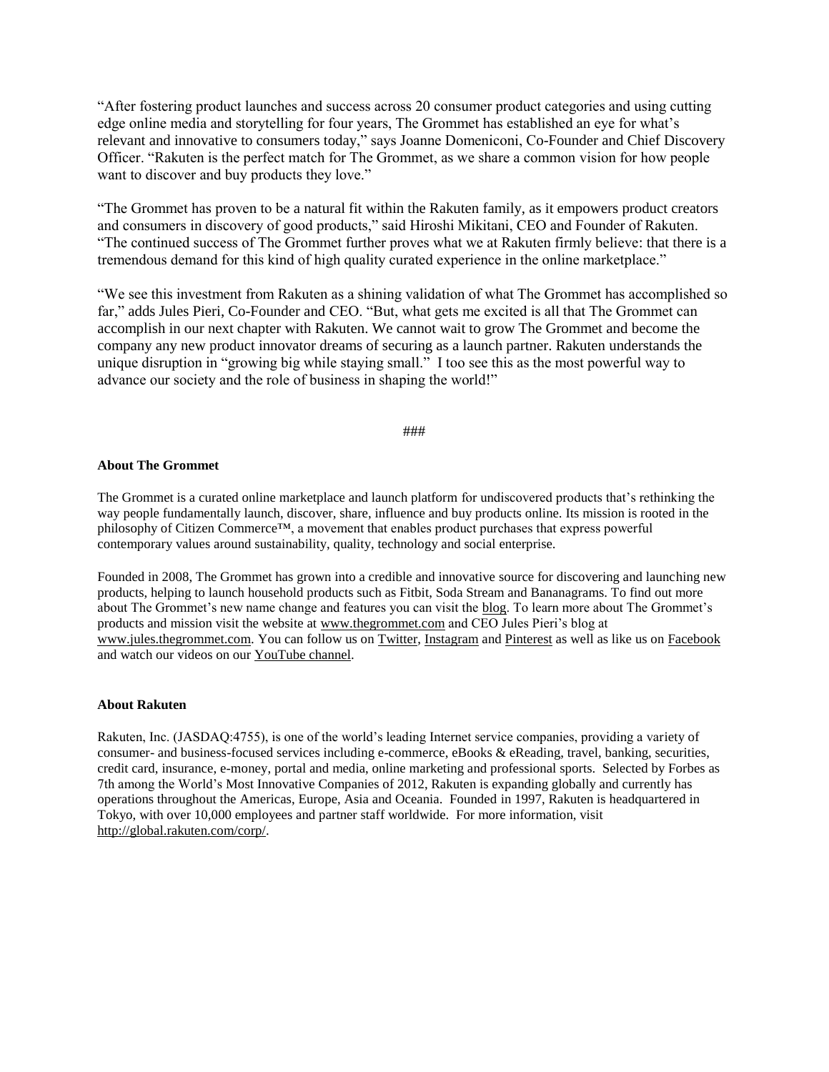"After fostering product launches and success across 20 consumer product categories and using cutting edge online media and storytelling for four years, The Grommet has established an eye for what's relevant and innovative to consumers today," says Joanne Domeniconi, Co-Founder and Chief Discovery Officer. "Rakuten is the perfect match for The Grommet, as we share a common vision for how people want to discover and buy products they love."

"The Grommet has proven to be a natural fit within the Rakuten family, as it empowers product creators and consumers in discovery of good products," said Hiroshi Mikitani, CEO and Founder of Rakuten. "The continued success of The Grommet further proves what we at Rakuten firmly believe: that there is a tremendous demand for this kind of high quality curated experience in the online marketplace."

"We see this investment from Rakuten as a shining validation of what The Grommet has accomplished so far," adds Jules Pieri, Co-Founder and CEO. "But, what gets me excited is all that The Grommet can accomplish in our next chapter with Rakuten. We cannot wait to grow The Grommet and become the company any new product innovator dreams of securing as a launch partner. Rakuten understands the unique disruption in "growing big while staying small." I too see this as the most powerful way to advance our society and the role of business in shaping the world!"

###

**About The Grommet**

The Grommet is a curated online marketplace and launch platform for undiscovered products that's rethinking the way people fundamentally launch, discover, share, influence and buy products online. Its mission is rooted in the philosophy of Citizen Commerce™, a movement that enables product purchases that express powerful contemporary values around sustainability, quality, technology and social enterprise.

Founded in 2008, The Grommet has grown into a credible and innovative source for discovering and launching new products, helping to launch household products such as Fitbit, Soda Stream and Bananagrams. To find out more about The Grommet's new name change and features you can visit the blog. To learn more about The Grommet's products and mission visit the website at www.thegrommet.com and CEO Jules Pieri's blog at www.jules.thegrommet.com. You can follow us on Twitter, Instagram and Pinterest as well as like us on Facebook and watch our videos on our YouTube channel.

**About Rakuten**

Rakuten, Inc. (JASDAQ:4755), is one of the world's leading Internet service companies, providing a variety of consumer- and business-focused services including e-commerce, eBooks & eReading, travel, banking, securities, credit card, insurance, e-money, portal and media, online marketing and professional sports. Selected by Forbes as 7th among the World's Most Innovative Companies of 2012, Rakuten is expanding globally and currently has operations throughout the Americas, Europe, Asia and Oceania. Founded in 1997, Rakuten is headquartered in Tokyo, with over 10,000 employees and partner staff worldwide. For more information, visit http://global.rakuten.com/corp/.